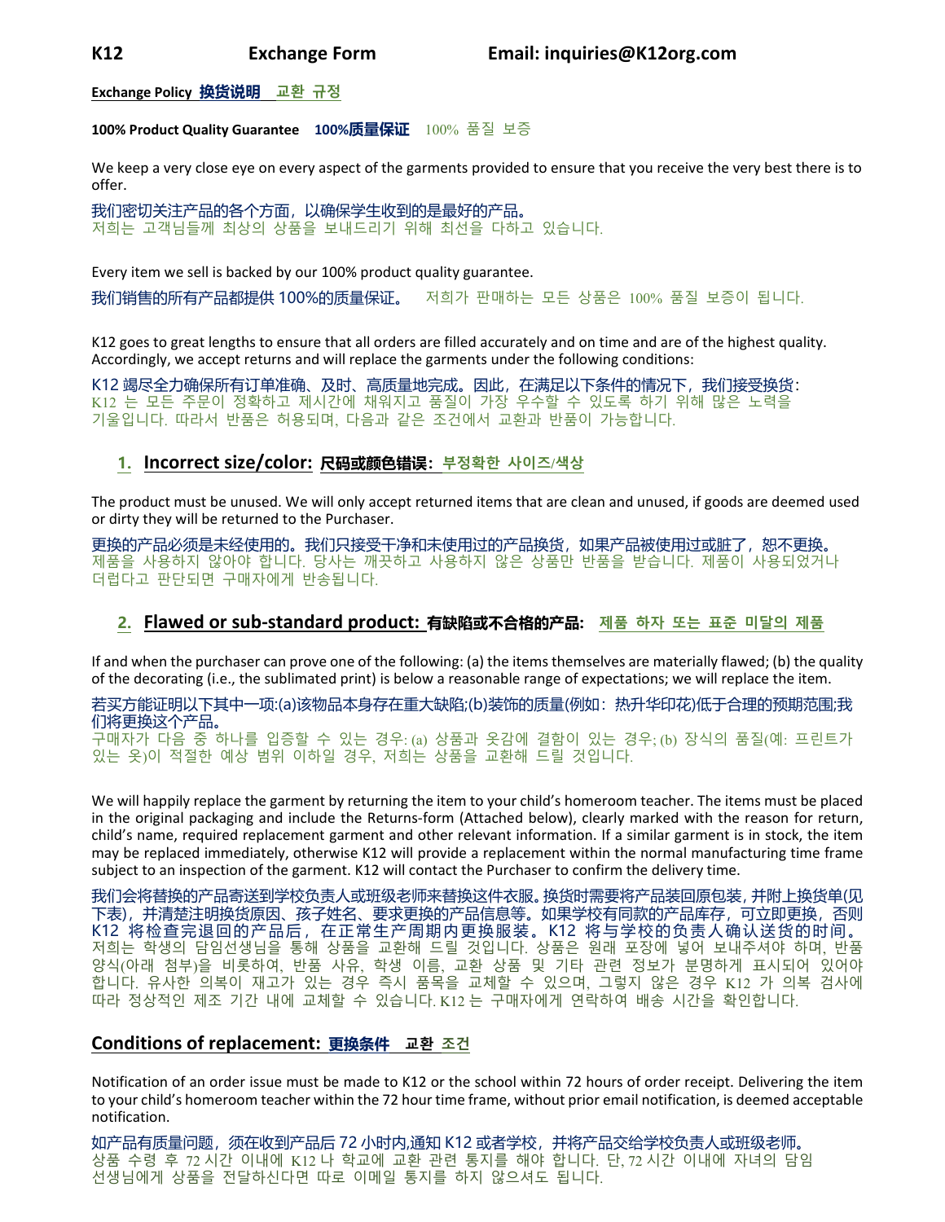**K12 Exchange Form Email: inquiries@K12org.com**

**Exchange Policy 换货说明 교환 규정**

**100% Product Quality Guarantee 100%质量保证** 100% 품질 보증

We keep a very close eye on every aspect of the garments provided to ensure that you receive the very best there is to offer.

我们密切关注产品的各个方面，以确保学生收到的是最好的产品。
저희는 고객님들께 최상의 상품을 보내드리기 위해 최선을 다하고 있습니다.

Every item we sell is backed by our 100% product quality guarantee.

我们销售的所有产品都提供 100%的质量保证。 저희가 판매하는 모든 상품은 100% 품질 보증이 됩니다.

K12 goes to great lengths to ensure that all orders are filled accurately and on time and are of the highest quality. Accordingly, we accept returns and will replace the garments under the following conditions:

K12 竭尽全力确保所有订单准确、及时、高质量地完成。因此，在满足以下条件的情况下，我们接受换货：
K12 는 모든 주문이 정확하고 제시간에 채워지고 품질이 가장 우수할 수 있도록 하기 위해 많은 노력을 기울입니다. 따라서 반품은 허용되며, 다음과 같은 조건에서 교환과 반품이 가능합니다.

## 1. Incorrect size/color: 尺码或颜色错误：부정확한 사이즈/색상

The product must be unused. We will only accept returned items that are clean and unused, if goods are deemed used or dirty they will be returned to the Purchaser.

更换的产品必须是未经使用的。我们只接受干净和未使用过的产品换货，如果产品被使用过或脏了，恕不更换。
제품을 사용하지 않아야 합니다. 당사는 깨끗하고 사용하지 않은 상품만 반품을 받습니다. 제품이 사용되었거나 더럽다고 판단되면 구매자에게 반송됩니다.

## 2. Flawed or sub-standard product: 有缺陷或不合格的产品: 제품 하자 또는 표준 미달의 제품

If and when the purchaser can prove one of the following: (a) the items themselves are materially flawed; (b) the quality of the decorating (i.e., the sublimated print) is below a reasonable range of expectations; we will replace the item.

若买方能证明以下其中一项:(a)该物品本身存在重大缺陷;(b)装饰的质量(例如：热升华印花)低于合理的预期范围;我们将更换这个产品。
구매자가 다음 중 하나를 입증할 수 있는 경우: (a) 상품과 옷감에 결함이 있는 경우; (b) 장식의 품질(예: 프린트가 있는 옷)이 적절한 예상 범위 이하일 경우, 저희는 상품을 교환해 드릴 것입니다.

We will happily replace the garment by returning the item to your child's homeroom teacher. The items must be placed in the original packaging and include the Returns-form (Attached below), clearly marked with the reason for return, child's name, required replacement garment and other relevant information. If a similar garment is in stock, the item may be replaced immediately, otherwise K12 will provide a replacement within the normal manufacturing time frame subject to an inspection of the garment. K12 will contact the Purchaser to confirm the delivery time.

我们会将替换的产品寄送到学校负责人或班级老师来替换这件衣服。换货时需要将产品装回原包装，并附上换货单(见下表)，并清楚注明换货原因、孩子姓名、要求更换的产品信息等。如果学校有同款的产品库存，可立即更换，否则 K12 将检查完退回的产品后，在正常生产周期内更换服装。K12 将与学校的负责人确认送货的时间。
저희는 학생의 담임선생님을 통해 상품을 교환해 드릴 것입니다. 상품은 원래 포장에 넣어 보내주셔야 하며, 반품 양식(아래 첨부)을 비롯하여, 반품 사유, 학생 이름, 교환 상품 및 기타 관련 정보가 분명하게 표시되어 있어야 합니다. 유사한 의복이 재고가 있는 경우 즉시 품목을 교체할 수 있으며, 그렇지 않은 경우 K12 가 의복 검사에 따라 정상적인 제조 기간 내에 교체할 수 있습니다. K12 는 구매자에게 연락하여 배송 시간을 확인합니다.

## Conditions of replacement: 更换条件 교환 조건

Notification of an order issue must be made to K12 or the school within 72 hours of order receipt. Delivering the item to your child's homeroom teacher within the 72 hour time frame, without prior email notification, is deemed acceptable notification.

如产品有质量问题，须在收到产品后 72 小时内,通知 K12 或者学校，并将产品交给学校负责人或班级老师。
상품 수령 후 72 시간 이내에 K12 나 학교에 교환 관련 통지를 해야 합니다. 단, 72 시간 이내에 자녀의 담임 선생님에게 상품을 전달하신다면 따로 이메일 통지를 하지 않으셔도 됩니다.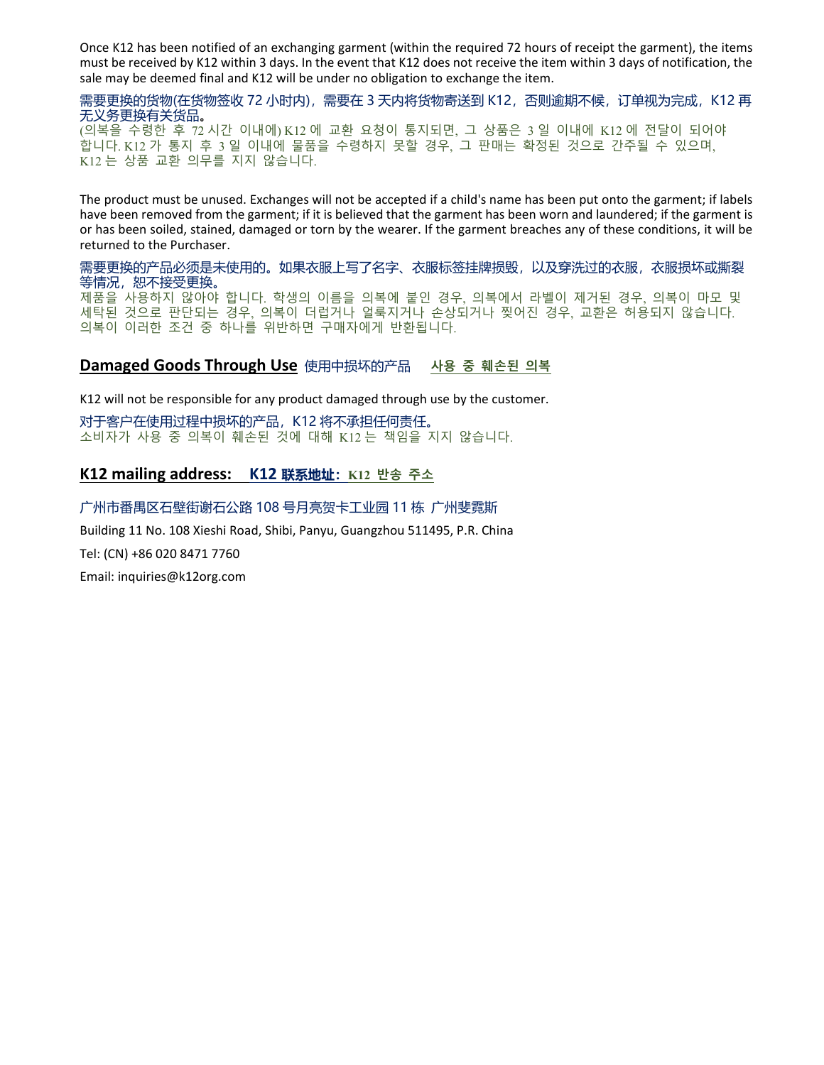Once K12 has been notified of an exchanging garment (within the required 72 hours of receipt the garment), the items must be received by K12 within 3 days. In the event that K12 does not receive the item within 3 days of notification, the sale may be deemed final and K12 will be under no obligation to exchange the item.

需要更换的货物(在货物签收 72 小时内)，需要在 3 天内将货物寄送到 K12，否则逾期不候，订单视为完成，K12 再无义务更换有关货品。

(의복을 수령한 후 72 시간 이내에) K12 에 교환 요청이 통지되면, 그 상품은 3 일 이내에 K12 에 전달이 되어야 합니다. K12 가 통지 후 3 일 이내에 물품을 수령하지 못할 경우, 그 판매는 확정된 것으로 간주될 수 있으며, K12 는 상품 교환 의무를 지지 않습니다.

The product must be unused. Exchanges will not be accepted if a child's name has been put onto the garment; if labels have been removed from the garment; if it is believed that the garment has been worn and laundered; if the garment is or has been soiled, stained, damaged or torn by the wearer. If the garment breaches any of these conditions, it will be returned to the Purchaser.

需要更换的产品必须是未使用的。如果衣服上写了名字、衣服标签挂牌损毁，以及穿洗过的衣服，衣服损坏或撕裂等情况，恕不接受更换。

제품을 사용하지 않아야 합니다. 학생의 이름을 의복에 붙인 경우, 의복에서 라벨이 제거된 경우, 의복이 마모 및 세탁된 것으로 판단되는 경우, 의복이 더럽거나 얼룩지거나 손상되거나 찢어진 경우, 교환은 허용되지 않습니다. 의복이 이러한 조건 중 하나를 위반하면 구매자에게 반환됩니다.

## Damaged Goods Through Use 使用中损坏的产品 사용 중 훼손된 의복

K12 will not be responsible for any product damaged through use by the customer.

对于客户在使用过程中损坏的产品，K12 将不承担任何责任。

소비자가 사용 중 의복이 훼손된 것에 대해 K12 는 책임을 지지 않습니다.

## K12 mailing address: K12 联系地址：K12 반송 주소

广州市番禺区石壁街谢石公路 108 号月亮贺卡工业园 11 栋 广州斐霓斯

Building 11 No. 108 Xieshi Road, Shibi, Panyu, Guangzhou 511495, P.R. China

Tel: (CN) +86 020 8471 7760

Email: inquiries@k12org.com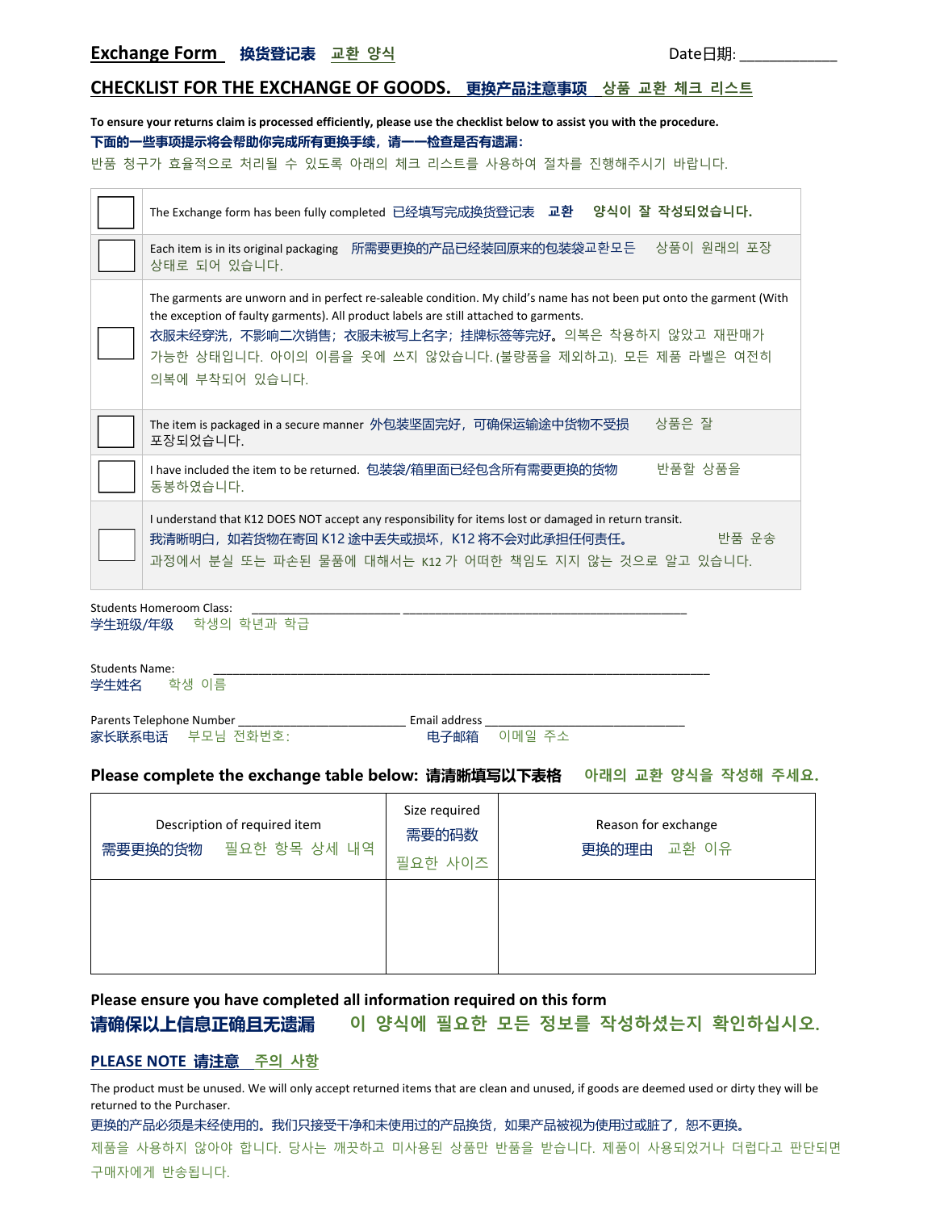## Exchange Form 换货登记表 교환 양식

Date日期: ____________

## CHECKLIST FOR THE EXCHANGE OF GOODS. 更换产品注意事项 상품 교환 체크 리스트

**To ensure your returns claim is processed efficiently, please use the checklist below to assist you with the procedure.**

**下面的一些事项提示将会帮助你完成所有更换手续，请一一检查是否有遗漏：**

반품 청구가 효율적으로 처리될 수 있도록 아래의 체크 리스트를 사용하여 절차를 진행해주시기 바랍니다.

| | |
|---|---|
| ☐ | The Exchange form has been fully completed 已经填写完成换货登记表 **교환 양식이 잘 작성되었습니다.** |
| ☐ | Each item is in its original packaging 所需要更换的产品已经装回原来的包装袋교환모든 상품이 원래의 포장 상태로 되어 있습니다. |
| ☐ | The garments are unworn and in perfect re-saleable condition. My child's name has not been put onto the garment (With the exception of faulty garments). All product labels are still attached to garments. 衣服未经穿洗，不影响二次销售；衣服未被写上名字；挂牌标签等完好。의복은 착용하지 않았고 재판매가 가능한 상태입니다. 아이의 이름을 옷에 쓰지 않았습니다.(불량품을 제외하고). 모든 제품 라벨은 여전히 의복에 부착되어 있습니다. |
| ☐ | The item is packaged in a secure manner 外包装坚固完好，可确保运输途中货物不受损 상품은 잘 포장되었습니다. |
| ☐ | I have included the item to be returned. 包装袋/箱里面已经包含所有需要更换的货物 반품할 상품을 동봉하였습니다. |
| ☐ | I understand that K12 DOES NOT accept any responsibility for items lost or damaged in return transit. 我清晰明白，如若货物在寄回 K12 途中丢失或损坏，K12 将不会对此承担任何责任。 반품 운송 과정에서 분실 또는 파손된 물품에 대해서는 K12 가 어떠한 책임도 지지 않는 것으로 알고 있습니다. |

Students Homeroom Class: ______________________ __________________________________________
学生班级/年级 학생의 학년과 학급

Students Name: ____________________________________________________________________________
学生姓名 학생 이름

Parents Telephone Number _________________________ Email address ______________________________
家长联系电话 부모님 전화번호: 电子邮箱 이메일 주소

### Please complete the exchange table below: 请清晰填写以下表格 아래의 교환 양식을 작성해 주세요.

| Description of required item 需要更换的货物 필요한 항목 상세 내역 | Size required 需要的码数 필요한 사이즈 | Reason for exchange 更换的理由 교환 이유 |
|---|---|---|
| | | |

**Please ensure you have completed all information required on this form**

**请确保以上信息正确且无遗漏 이 양식에 필요한 모든 정보를 작성하셨는지 확인하십시오.**

### PLEASE NOTE 请注意 주의 사항

The product must be unused. We will only accept returned items that are clean and unused, if goods are deemed used or dirty they will be returned to the Purchaser.

更换的产品必须是未经使用的。我们只接受干净和未使用过的产品换货，如果产品被视为使用过或脏了，恕不更换。

제품을 사용하지 않아야 합니다. 당사는 깨끗하고 미사용된 상품만 반품을 받습니다. 제품이 사용되었거나 더럽다고 판단되면 구매자에게 반송됩니다.